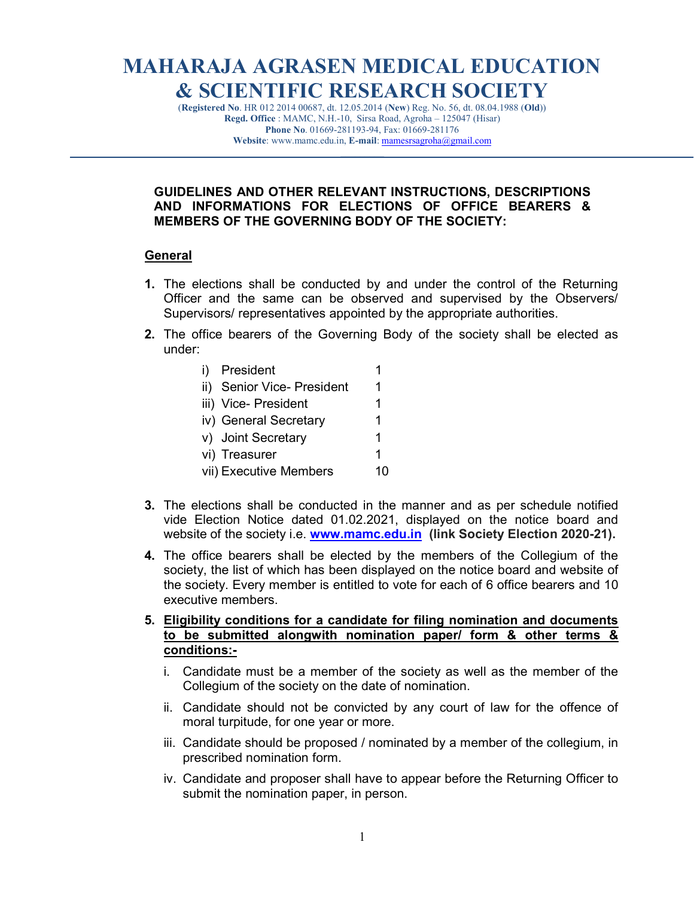# MAHARAJA AGRASEN MEDICAL EDUCATION & SCIENTIFIC RESEARCH SOCIETY

(**Registered No**. HR 012 2014 00687, dt. 12.05.2014 (**New**) Reg. No. 56, dt. 08.04.1988 (**Old**))
**Regd. Office** : MAMC, N.H.-10, Sirsa Road, Agroha – 125047 (Hisar)
**Phone No**. 01669-281193-94, Fax: 01669-281176
**Website**: www.mamc.edu.in, **E-mail**: mamesrsagroha@gmail.com

---

**GUIDELINES AND OTHER RELEVANT INSTRUCTIONS, DESCRIPTIONS AND INFORMATIONS FOR ELECTIONS OF OFFICE BEARERS & MEMBERS OF THE GOVERNING BODY OF THE SOCIETY:**

## General

1. The elections shall be conducted by and under the control of the Returning Officer and the same can be observed and supervised by the Observers/ Supervisors/ representatives appointed by the appropriate authorities.
2. The office bearers of the Governing Body of the society shall be elected as under:

   | | |
   |---|---|
   | i) President | 1 |
   | ii) Senior Vice- President | 1 |
   | iii) Vice- President | 1 |
   | iv) General Secretary | 1 |
   | v) Joint Secretary | 1 |
   | vi) Treasurer | 1 |
   | vii) Executive Members | 10 |

3. The elections shall be conducted in the manner and as per schedule notified vide Election Notice dated 01.02.2021, displayed on the notice board and website of the society i.e. **www.mamc.edu.in** **(link Society Election 2020-21).**
4. The office bearers shall be elected by the members of the Collegium of the society, the list of which has been displayed on the notice board and website of the society. Every member is entitled to vote for each of 6 office bearers and 10 executive members.
5. **Eligibility conditions for a candidate for filing nomination and documents to be submitted alongwith nomination paper/ form & other terms & conditions:-**
   i. Candidate must be a member of the society as well as the member of the Collegium of the society on the date of nomination.
   ii. Candidate should not be convicted by any court of law for the offence of moral turpitude, for one year or more.
   iii. Candidate should be proposed / nominated by a member of the collegium, in prescribed nomination form.
   iv. Candidate and proposer shall have to appear before the Returning Officer to submit the nomination paper, in person.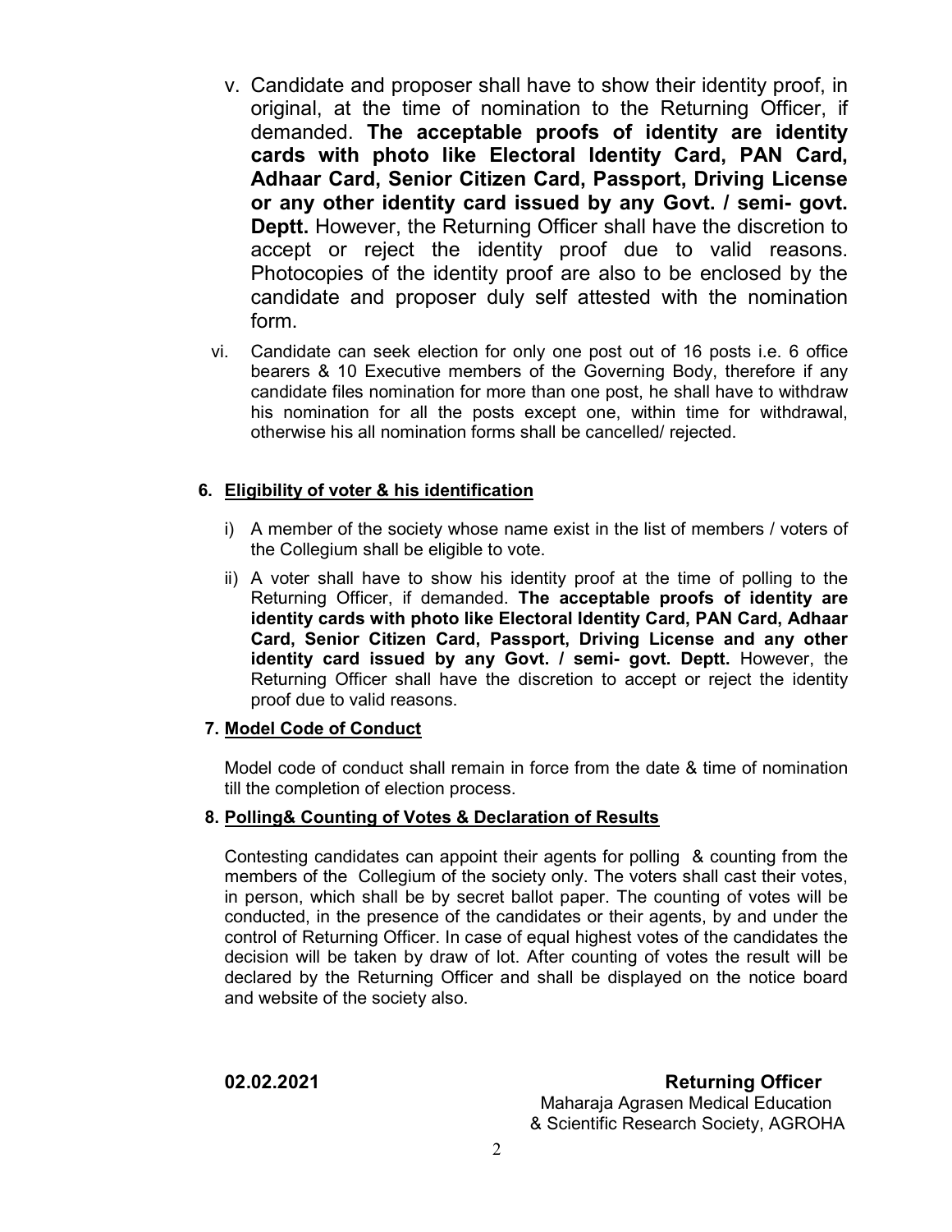v. Candidate and proposer shall have to show their identity proof, in original, at the time of nomination to the Returning Officer, if demanded. **The acceptable proofs of identity are identity cards with photo like Electoral Identity Card, PAN Card, Adhaar Card, Senior Citizen Card, Passport, Driving License or any other identity card issued by any Govt. / semi- govt. Deptt.** However, the Returning Officer shall have the discretion to accept or reject the identity proof due to valid reasons. Photocopies of the identity proof are also to be enclosed by the candidate and proposer duly self attested with the nomination form.

vi. Candidate can seek election for only one post out of 16 posts i.e. 6 office bearers & 10 Executive members of the Governing Body, therefore if any candidate files nomination for more than one post, he shall have to withdraw his nomination for all the posts except one, within time for withdrawal, otherwise his all nomination forms shall be cancelled/ rejected.

**6. Eligibility of voter & his identification**

i) A member of the society whose name exist in the list of members / voters of the Collegium shall be eligible to vote.

ii) A voter shall have to show his identity proof at the time of polling to the Returning Officer, if demanded. **The acceptable proofs of identity are identity cards with photo like Electoral Identity Card, PAN Card, Adhaar Card, Senior Citizen Card, Passport, Driving License and any other identity card issued by any Govt. / semi- govt. Deptt.** However, the Returning Officer shall have the discretion to accept or reject the identity proof due to valid reasons.

**7. Model Code of Conduct**

Model code of conduct shall remain in force from the date & time of nomination till the completion of election process.

**8. Polling& Counting of Votes & Declaration of Results**

Contesting candidates can appoint their agents for polling & counting from the members of the Collegium of the society only. The voters shall cast their votes, in person, which shall be by secret ballot paper. The counting of votes will be conducted, in the presence of the candidates or their agents, by and under the control of Returning Officer. In case of equal highest votes of the candidates the decision will be taken by draw of lot. After counting of votes the result will be declared by the Returning Officer and shall be displayed on the notice board and website of the society also.

**02.02.2021**

**Returning Officer**
Maharaja Agrasen Medical Education
& Scientific Research Society, AGROHA